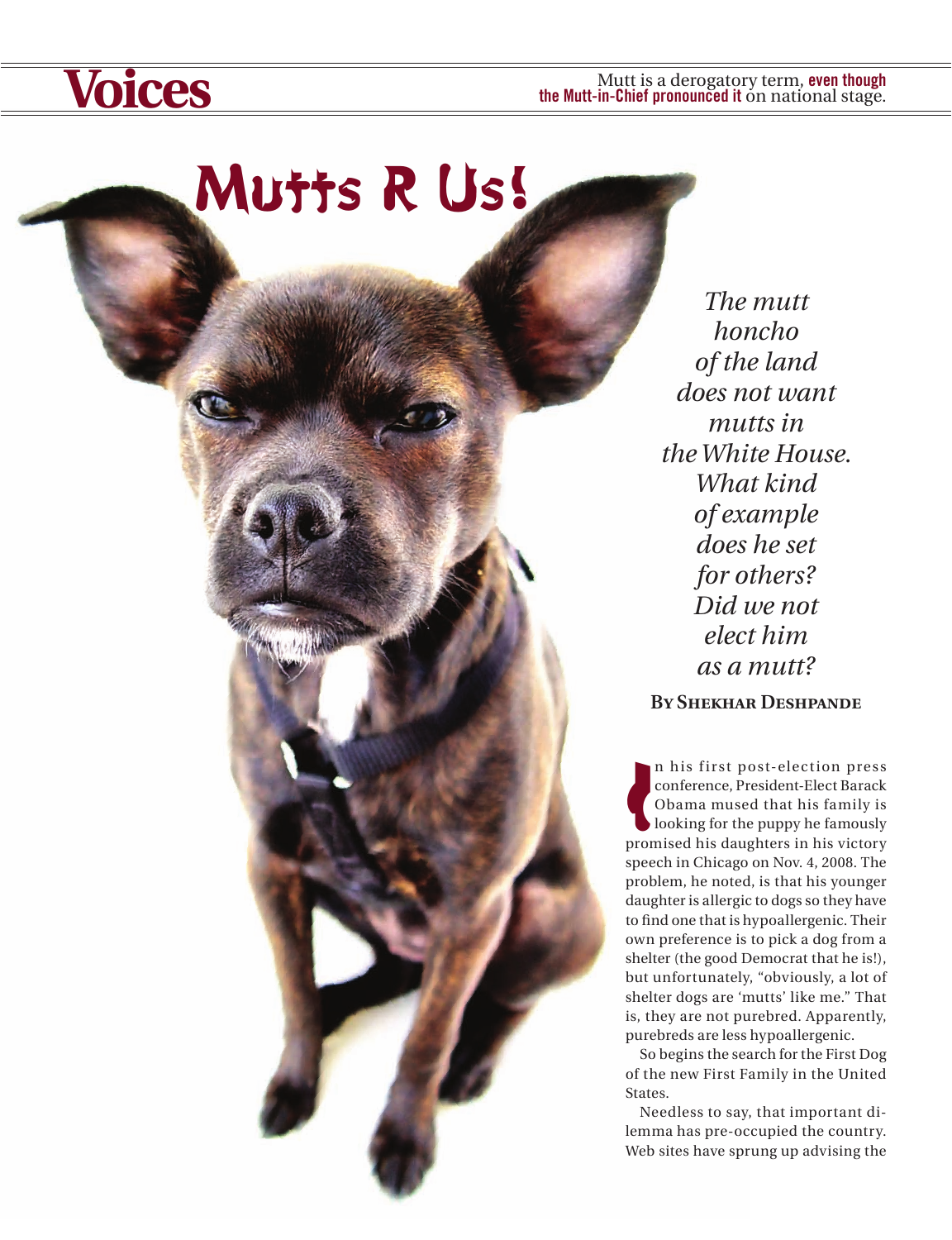Voices

Mutt is a derogatory term, **even though the Mutt-in-Chief pronounced it** on national stage.

# Mutts R Us!

*The mutt honcho of the land does not want mutts in the White House. What kind of example does he set for others? Did we not elect him as a mutt?*

**By Shekhar Deshpande**

In his first post-election press conference, President-Elect Barack Obama mused that his family is looking for the puppy he famously promised his daughters in his victory speech in Chicago on Nov. 4, 2008. The problem, he noted, is that his younger daughter is allergic to dogs so they have to find one that is hypoallergenic. Their own preference is to pick a dog from a shelter (the good Democrat that he is!), but unfortunately, "obviously, a lot of shelter dogs are 'mutts' like me." That is, they are not purebred. Apparently, purebreds are less hypoallergenic.

So begins the search for the First Dog of the new First Family in the United States.

Needless to say, that important dilemma has pre-occupied the country. Web sites have sprung up advising the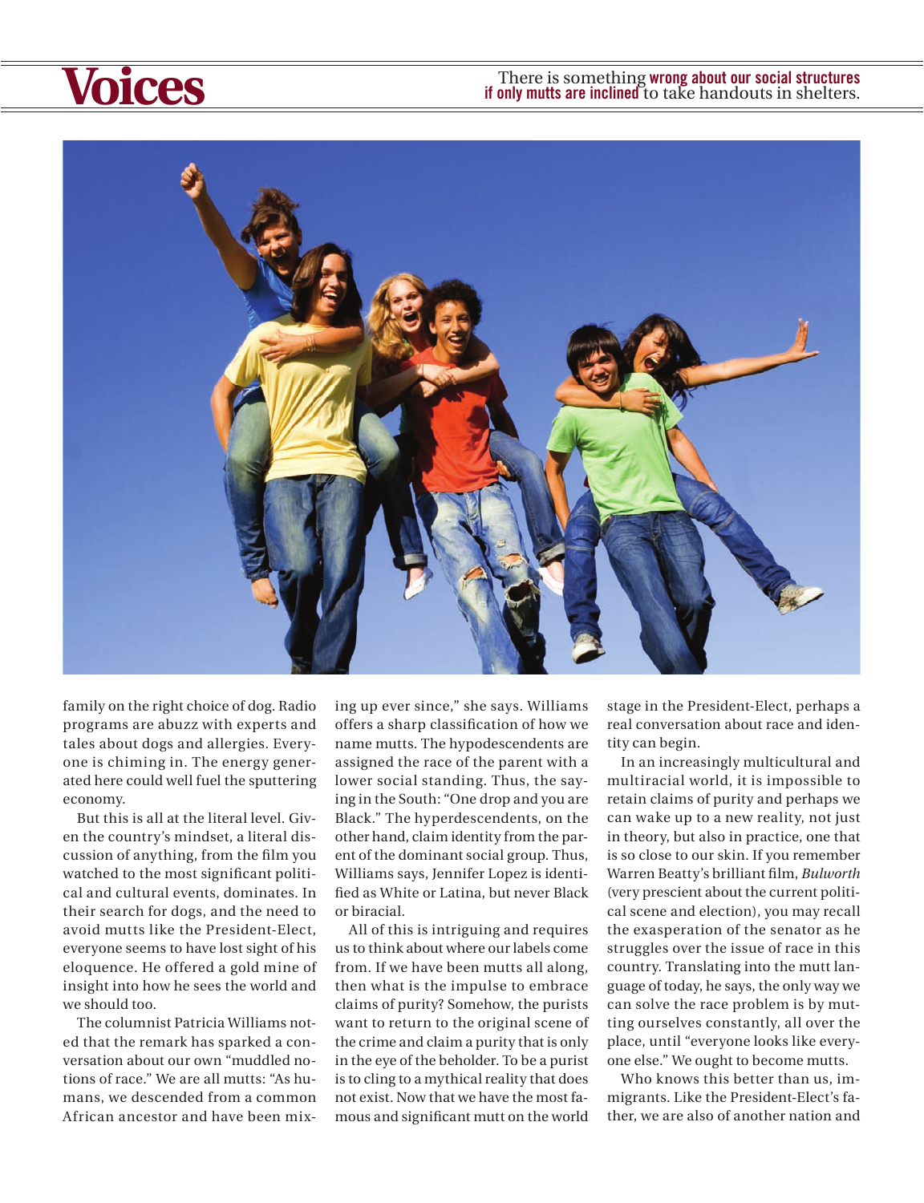There is something **wrong about our social structures if only mutts are inclined** to take handouts in shelters.

family on the right choice of dog. Radio programs are abuzz with experts and tales about dogs and allergies. Everyone is chiming in. The energy generated here could well fuel the sputtering economy.

But this is all at the literal level. Given the country's mindset, a literal discussion of anything, from the film you watched to the most significant political and cultural events, dominates. In their search for dogs, and the need to avoid mutts like the President-Elect, everyone seems to have lost sight of his eloquence. He offered a gold mine of insight into how he sees the world and we should too.

The columnist Patricia Williams noted that the remark has sparked a conversation about our own "muddled notions of race." We are all mutts: "As humans, we descended from a common African ancestor and have been mixing up ever since," she says. Williams offers a sharp classification of how we name mutts. The hypodescendents are assigned the race of the parent with a lower social standing. Thus, the saying in the South: "One drop and you are Black." The hyperdescendents, on the other hand, claim identity from the parent of the dominant social group. Thus, Williams says, Jennifer Lopez is identified as White or Latina, but never Black or biracial.

All of this is intriguing and requires us to think about where our labels come from. If we have been mutts all along, then what is the impulse to embrace claims of purity? Somehow, the purists want to return to the original scene of the crime and claim a purity that is only in the eye of the beholder. To be a purist is to cling to a mythical reality that does not exist. Now that we have the most famous and significant mutt on the world stage in the President-Elect, perhaps a real conversation about race and identity can begin.

In an increasingly multicultural and multiracial world, it is impossible to retain claims of purity and perhaps we can wake up to a new reality, not just in theory, but also in practice, one that is so close to our skin. If you remember Warren Beatty's brilliant film, *Bulworth* (very prescient about the current political scene and election), you may recall the exasperation of the senator as he struggles over the issue of race in this country. Translating into the mutt language of today, he says, the only way we can solve the race problem is by mutting ourselves constantly, all over the place, until "everyone looks like everyone else." We ought to become mutts.

Who knows this better than us, immigrants. Like the President-Elect's father, we are also of another nation and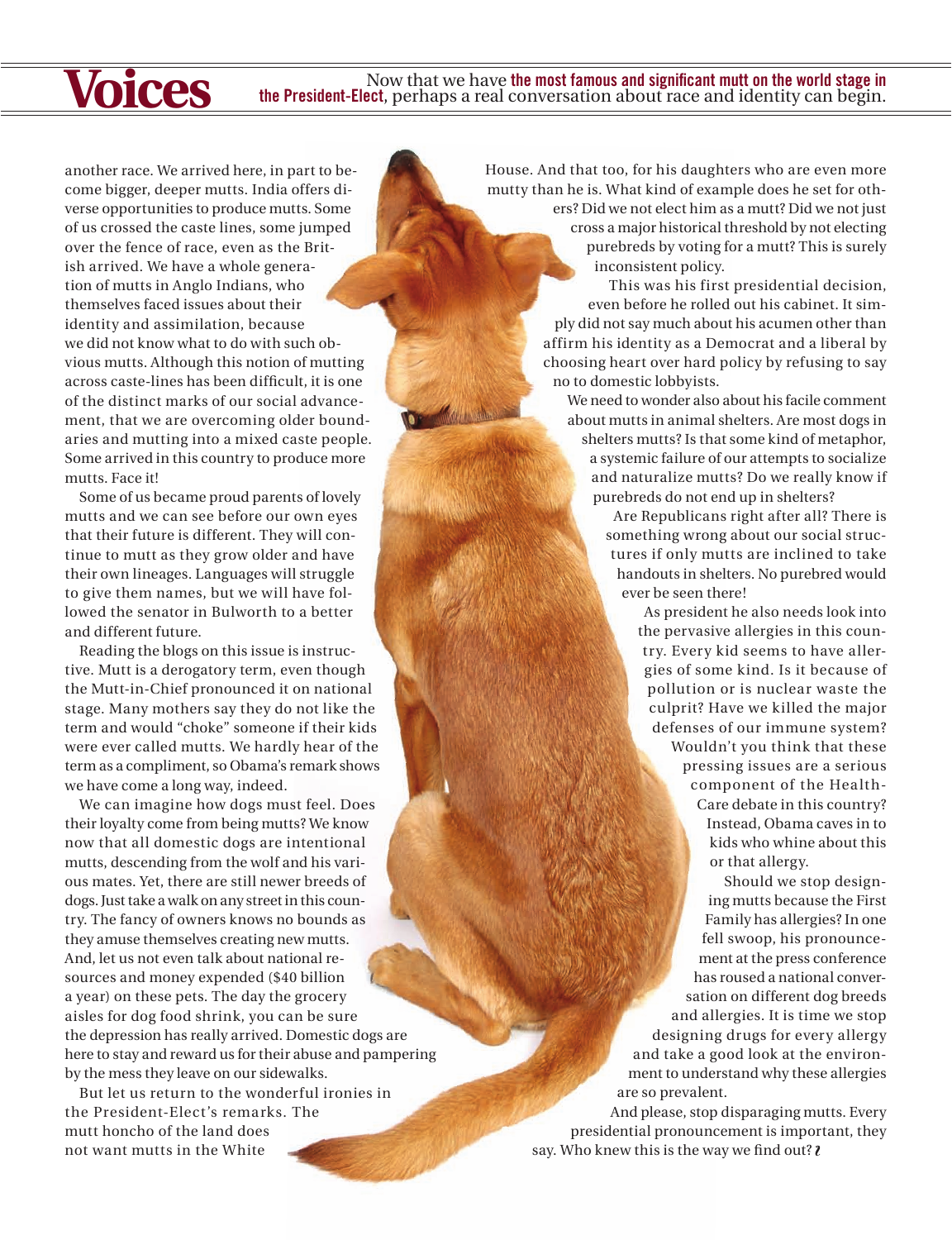# Voices

Now that we have **the most famous and significant mutt on the world stage in the President-Elect**, perhaps a real conversation about race and identity can begin.

another race. We arrived here, in part to become bigger, deeper mutts. India offers diverse opportunities to produce mutts. Some of us crossed the caste lines, some jumped over the fence of race, even as the British arrived. We have a whole generation of mutts in Anglo Indians, who themselves faced issues about their identity and assimilation, because we did not know what to do with such obvious mutts. Although this notion of mutting across caste-lines has been difficult, it is one of the distinct marks of our social advancement, that we are overcoming older boundaries and mutting into a mixed caste people. Some arrived in this country to produce more mutts. Face it!

Some of us became proud parents of lovely mutts and we can see before our own eyes that their future is different. They will continue to mutt as they grow older and have their own lineages. Languages will struggle to give them names, but we will have followed the senator in Bulworth to a better and different future.

Reading the blogs on this issue is instructive. Mutt is a derogatory term, even though the Mutt-in-Chief pronounced it on national stage. Many mothers say they do not like the term and would "choke" someone if their kids were ever called mutts. We hardly hear of the term as a compliment, so Obama's remark shows we have come a long way, indeed.

We can imagine how dogs must feel. Does their loyalty come from being mutts? We know now that all domestic dogs are intentional mutts, descending from the wolf and his various mates. Yet, there are still newer breeds of dogs. Just take a walk on any street in this country. The fancy of owners knows no bounds as they amuse themselves creating new mutts. And, let us not even talk about national resources and money expended ($40 billion a year) on these pets. The day the grocery aisles for dog food shrink, you can be sure the depression has really arrived. Domestic dogs are here to stay and reward us for their abuse and pampering by the mess they leave on our sidewalks.

But let us return to the wonderful ironies in the President-Elect's remarks. The mutt honcho of the land does not want mutts in the White House. And that too, for his daughters who are even more mutty than he is. What kind of example does he set for others? Did we not elect him as a mutt? Did we not just cross a major historical threshold by not electing purebreds by voting for a mutt? This is surely inconsistent policy.

This was his first presidential decision, even before he rolled out his cabinet. It simply did not say much about his acumen other than affirm his identity as a Democrat and a liberal by choosing heart over hard policy by refusing to say no to domestic lobbyists.

We need to wonder also about his facile comment about mutts in animal shelters. Are most dogs in shelters mutts? Is that some kind of metaphor, a systemic failure of our attempts to socialize and naturalize mutts? Do we really know if purebreds do not end up in shelters?

Are Republicans right after all? There is something wrong about our social structures if only mutts are inclined to take handouts in shelters. No purebred would ever be seen there!

As president he also needs look into the pervasive allergies in this country. Every kid seems to have allergies of some kind. Is it because of pollution or is nuclear waste the culprit? Have we killed the major defenses of our immune system? Wouldn't you think that these pressing issues are a serious component of the Health-Care debate in this country? Instead, Obama caves in to kids who whine about this or that allergy.

Should we stop designing mutts because the First Family has allergies? In one fell swoop, his pronouncement at the press conference has roused a national conversation on different dog breeds and allergies. It is time we stop designing drugs for every allergy and take a good look at the environment to understand why these allergies are so prevalent.

And please, stop disparaging mutts. Every presidential pronouncement is important, they say. Who knew this is the way we find out?